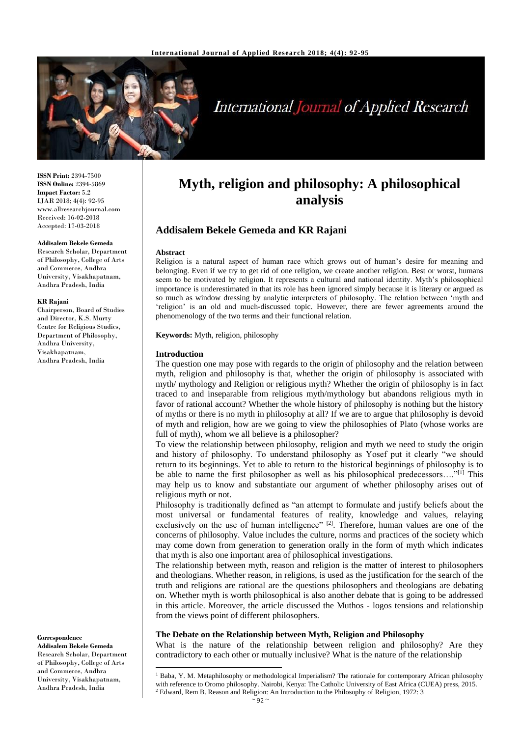# Myth, religion and philosophy: A philosophical analysis

## Addisalem Bekele Gemeda and KR Rajani

**ISSN Print:** 2394-7500
**ISSN Online:** 2394-5869
**Impact Factor:** 5.2
IJAR 2018; 4(4): 92-95
www.allresearchjournal.com
Received: 16-02-2018
Accepted: 17-03-2018

**Addisalem Bekele Gemeda**
Research Scholar, Department of Philosophy, College of Arts and Commerce, Andhra University, Visakhapatnam, Andhra Pradesh, India

**KR Rajani**
Chairperson, Board of Studies and Director, K.S. Murty Centre for Religious Studies, Department of Philosophy, Andhra University, Visakhapatnam, Andhra Pradesh, India

**Correspondence**
**Addisalem Bekele Gemeda**
Research Scholar, Department of Philosophy, College of Arts and Commerce, Andhra University, Visakhapatnam, Andhra Pradesh, India

**Abstract**

Religion is a natural aspect of human race which grows out of human's desire for meaning and belonging. Even if we try to get rid of one religion, we create another religion. Best or worst, humans seem to be motivated by religion. It represents a cultural and national identity. Myth's philosophical importance is underestimated in that its role has been ignored simply because it is literary or argued as so much as window dressing by analytic interpreters of philosophy. The relation between 'myth and 'religion' is an old and much-discussed topic. However, there are fewer agreements around the phenomenology of the two terms and their functional relation.

**Keywords:** Myth, religion, philosophy

### Introduction

The question one may pose with regards to the origin of philosophy and the relation between myth, religion and philosophy is that, whether the origin of philosophy is associated with myth/ mythology and Religion or religious myth? Whether the origin of philosophy is in fact traced to and inseparable from religious myth/mythology but abandons religious myth in favor of rational account? Whether the whole history of philosophy is nothing but the history of myths or there is no myth in philosophy at all? If we are to argue that philosophy is devoid of myth and religion, how are we going to view the philosophies of Plato (whose works are full of myth), whom we all believe is a philosopher?

To view the relationship between philosophy, religion and myth we need to study the origin and history of philosophy. To understand philosophy as Yosef put it clearly "we should return to its beginnings. Yet to able to return to the historical beginnings of philosophy is to be able to name the first philosopher as well as his philosophical predecessors…."[1] This may help us to know and substantiate our argument of whether philosophy arises out of religious myth or not.

Philosophy is traditionally defined as "an attempt to formulate and justify beliefs about the most universal or fundamental features of reality, knowledge and values, relaying exclusively on the use of human intelligence" [2]. Therefore, human values are one of the concerns of philosophy. Value includes the culture, norms and practices of the society which may come down from generation to generation orally in the form of myth which indicates that myth is also one important area of philosophical investigations.

The relationship between myth, reason and religion is the matter of interest to philosophers and theologians. Whether reason, in religions, is used as the justification for the search of the truth and religions are rational are the questions philosophers and theologians are debating on. Whether myth is worth philosophical is also another debate that is going to be addressed in this article. Moreover, the article discussed the Muthos - logos tensions and relationship from the views point of different philosophers.

### The Debate on the Relationship between Myth, Religion and Philosophy

What is the nature of the relationship between religion and philosophy? Are they contradictory to each other or mutually inclusive? What is the nature of the relationship

---

[1] Baba, Y. M. Metaphilosophy or methodological Imperialism? The rationale for contemporary African philosophy with reference to Oromo philosophy. Nairobi, Kenya: The Catholic University of East Africa (CUEA) press, 2015.

[2] Edward, Rem B. Reason and Religion: An Introduction to the Philosophy of Religion, 1972: 3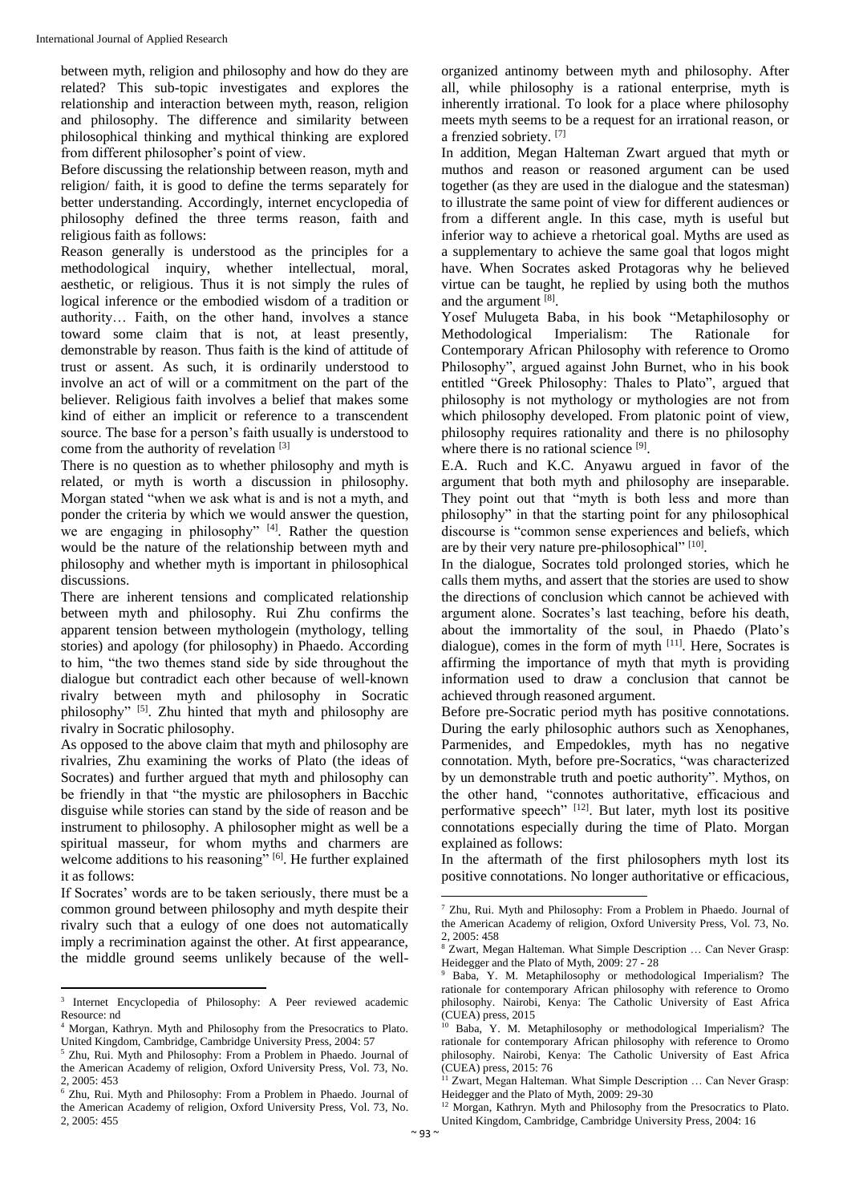between myth, religion and philosophy and how do they are related? This sub-topic investigates and explores the relationship and interaction between myth, reason, religion and philosophy. The difference and similarity between philosophical thinking and mythical thinking are explored from different philosopher's point of view.

Before discussing the relationship between reason, myth and religion/ faith, it is good to define the terms separately for better understanding. Accordingly, internet encyclopedia of philosophy defined the three terms reason, faith and religious faith as follows:

Reason generally is understood as the principles for a methodological inquiry, whether intellectual, moral, aesthetic, or religious. Thus it is not simply the rules of logical inference or the embodied wisdom of a tradition or authority… Faith, on the other hand, involves a stance toward some claim that is not, at least presently, demonstrable by reason. Thus faith is the kind of attitude of trust or assent. As such, it is ordinarily understood to involve an act of will or a commitment on the part of the believer. Religious faith involves a belief that makes some kind of either an implicit or reference to a transcendent source. The base for a person's faith usually is understood to come from the authority of revelation [3]

There is no question as to whether philosophy and myth is related, or myth is worth a discussion in philosophy. Morgan stated "when we ask what is and is not a myth, and ponder the criteria by which we would answer the question, we are engaging in philosophy" [4]. Rather the question would be the nature of the relationship between myth and philosophy and whether myth is important in philosophical discussions.

There are inherent tensions and complicated relationship between myth and philosophy. Rui Zhu confirms the apparent tension between mythologein (mythology, telling stories) and apology (for philosophy) in Phaedo. According to him, "the two themes stand side by side throughout the dialogue but contradict each other because of well-known rivalry between myth and philosophy in Socratic philosophy" [5]. Zhu hinted that myth and philosophy are rivalry in Socratic philosophy.

As opposed to the above claim that myth and philosophy are rivalries, Zhu examining the works of Plato (the ideas of Socrates) and further argued that myth and philosophy can be friendly in that "the mystic are philosophers in Bacchic disguise while stories can stand by the side of reason and be instrument to philosophy. A philosopher might as well be a spiritual masseur, for whom myths and charmers are welcome additions to his reasoning" [6]. He further explained it as follows:

If Socrates' words are to be taken seriously, there must be a common ground between philosophy and myth despite their rivalry such that a eulogy of one does not automatically imply a recrimination against the other. At first appearance, the middle ground seems unlikely because of the well-organized antinomy between myth and philosophy. After all, while philosophy is a rational enterprise, myth is inherently irrational. To look for a place where philosophy meets myth seems to be a request for an irrational reason, or a frenzied sobriety. [7]

In addition, Megan Halteman Zwart argued that myth or muthos and reason or reasoned argument can be used together (as they are used in the dialogue and the statesman) to illustrate the same point of view for different audiences or from a different angle. In this case, myth is useful but inferior way to achieve a rhetorical goal. Myths are used as a supplementary to achieve the same goal that logos might have. When Socrates asked Protagoras why he believed virtue can be taught, he replied by using both the muthos and the argument [8].

Yosef Mulugeta Baba, in his book "Metaphilosophy or Methodological Imperialism: The Rationale for Contemporary African Philosophy with reference to Oromo Philosophy", argued against John Burnet, who in his book entitled "Greek Philosophy: Thales to Plato", argued that philosophy is not mythology or mythologies are not from which philosophy developed. From platonic point of view, philosophy requires rationality and there is no philosophy where there is no rational science [9].

E.A. Ruch and K.C. Anyawu argued in favor of the argument that both myth and philosophy are inseparable. They point out that "myth is both less and more than philosophy" in that the starting point for any philosophical discourse is "common sense experiences and beliefs, which are by their very nature pre-philosophical" [10].

In the dialogue, Socrates told prolonged stories, which he calls them myths, and assert that the stories are used to show the directions of conclusion which cannot be achieved with argument alone. Socrates's last teaching, before his death, about the immortality of the soul, in Phaedo (Plato's dialogue), comes in the form of myth [11]. Here, Socrates is affirming the importance of myth that myth is providing information used to draw a conclusion that cannot be achieved through reasoned argument.

Before pre-Socratic period myth has positive connotations. During the early philosophic authors such as Xenophanes, Parmenides, and Empedokles, myth has no negative connotation. Myth, before pre-Socratics, "was characterized by un demonstrable truth and poetic authority". Mythos, on the other hand, "connotes authoritative, efficacious and performative speech" [12]. But later, myth lost its positive connotations especially during the time of Plato. Morgan explained as follows:

In the aftermath of the first philosophers myth lost its positive connotations. No longer authoritative or efficacious,

---

[3] Internet Encyclopedia of Philosophy: A Peer reviewed academic Resource: nd

[4] Morgan, Kathryn. Myth and Philosophy from the Presocratics to Plato. United Kingdom, Cambridge, Cambridge University Press, 2004: 57

[5] Zhu, Rui. Myth and Philosophy: From a Problem in Phaedo. Journal of the American Academy of religion, Oxford University Press, Vol. 73, No. 2, 2005: 453

[6] Zhu, Rui. Myth and Philosophy: From a Problem in Phaedo. Journal of the American Academy of religion, Oxford University Press, Vol. 73, No. 2, 2005: 455

[7] Zhu, Rui. Myth and Philosophy: From a Problem in Phaedo. Journal of the American Academy of religion, Oxford University Press, Vol. 73, No. 2, 2005: 458

[8] Zwart, Megan Halteman. What Simple Description … Can Never Grasp: Heidegger and the Plato of Myth, 2009: 27 - 28

[9] Baba, Y. M. Metaphilosophy or methodological Imperialism? The rationale for contemporary African philosophy with reference to Oromo philosophy. Nairobi, Kenya: The Catholic University of East Africa (CUEA) press, 2015

[10] Baba, Y. M. Metaphilosophy or methodological Imperialism? The rationale for contemporary African philosophy with reference to Oromo philosophy. Nairobi, Kenya: The Catholic University of East Africa (CUEA) press, 2015: 76

[11] Zwart, Megan Halteman. What Simple Description … Can Never Grasp: Heidegger and the Plato of Myth, 2009: 29-30

[12] Morgan, Kathryn. Myth and Philosophy from the Presocratics to Plato. United Kingdom, Cambridge, Cambridge University Press, 2004: 16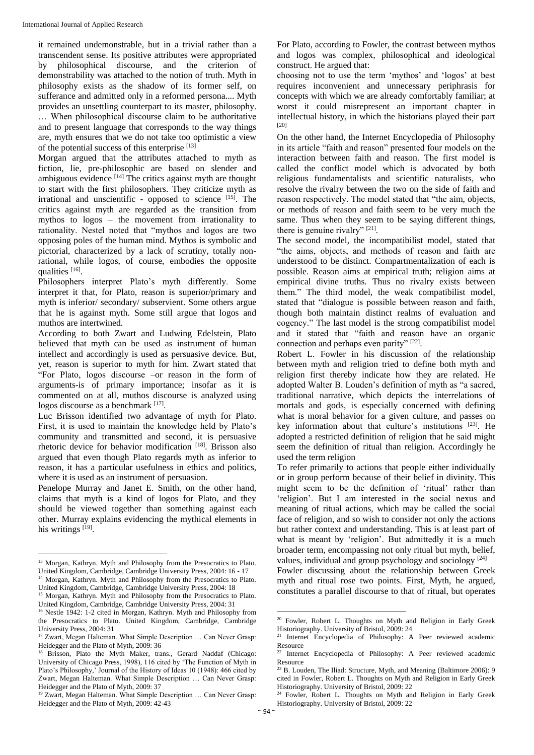it remained undemonstrable, but in a trivial rather than a transcendent sense. Its positive attributes were appropriated by philosophical discourse, and the criterion of demonstrability was attached to the notion of truth. Myth in philosophy exists as the shadow of its former self, on sufferance and admitted only in a reformed persona.... Myth provides an unsettling counterpart to its master, philosophy. … When philosophical discourse claim to be authoritative and to present language that corresponds to the way things are, myth ensures that we do not take too optimistic a view of the potential success of this enterprise [13]

Morgan argued that the attributes attached to myth as fiction, lie, pre-philosophic are based on slender and ambiguous evidence [14] The critics against myth are thought to start with the first philosophers. They criticize myth as irrational and unscientific - opposed to science [15]. The critics against myth are regarded as the transition from mythos to logos – the movement from irrationality to rationality. Nestel noted that "mythos and logos are two opposing poles of the human mind. Mythos is symbolic and pictorial, characterized by a lack of scrutiny, totally non-rational, while logos, of course, embodies the opposite qualities [16].

Philosophers interpret Plato's myth differently. Some interpret it that, for Plato, reason is superior/primary and myth is inferior/ secondary/ subservient. Some others argue that he is against myth. Some still argue that logos and muthos are intertwined.

According to both Zwart and Ludwing Edelstein, Plato believed that myth can be used as instrument of human intellect and accordingly is used as persuasive device. But, yet, reason is superior to myth for him. Zwart stated that "For Plato, logos discourse –or reason in the form of arguments-is of primary importance; insofar as it is commented on at all, muthos discourse is analyzed using logos discourse as a benchmark [17].

Luc Brisson identified two advantage of myth for Plato. First, it is used to maintain the knowledge held by Plato's community and transmitted and second, it is persuasive rhetoric device for behavior modification [18]. Brisson also argued that even though Plato regards myth as inferior to reason, it has a particular usefulness in ethics and politics, where it is used as an instrument of persuasion.

Penelope Murray and Janet E. Smith, on the other hand, claims that myth is a kind of logos for Plato, and they should be viewed together than something against each other. Murray explains evidencing the mythical elements in his writings [19].

For Plato, according to Fowler, the contrast between mythos and logos was complex, philosophical and ideological construct. He argued that:

choosing not to use the term 'mythos' and 'logos' at best requires inconvenient and unnecessary periphrasis for concepts with which we are already comfortably familiar; at worst it could misrepresent an important chapter in intellectual history, in which the historians played their part [20]

On the other hand, the Internet Encyclopedia of Philosophy in its article "faith and reason" presented four models on the interaction between faith and reason. The first model is called the conflict model which is advocated by both religious fundamentalists and scientific naturalists, who resolve the rivalry between the two on the side of faith and reason respectively. The model stated that "the aim, objects, or methods of reason and faith seem to be very much the same. Thus when they seem to be saying different things, there is genuine rivalry" [21].

The second model, the incompatibilist model, stated that "the aims, objects, and methods of reason and faith are understood to be distinct. Compartmentalization of each is possible. Reason aims at empirical truth; religion aims at empirical divine truths. Thus no rivalry exists between them." The third model, the weak compatibilist model, stated that "dialogue is possible between reason and faith, though both maintain distinct realms of evaluation and cogency." The last model is the strong compatibilist model and it stated that "faith and reason have an organic connection and perhaps even parity" [22].

Robert L. Fowler in his discussion of the relationship between myth and religion tried to define both myth and religion first thereby indicate how they are related. He adopted Walter B. Louden's definition of myth as "a sacred, traditional narrative, which depicts the interrelations of mortals and gods, is especially concerned with defining what is moral behavior for a given culture, and passes on key information about that culture's institutions [23]. He adopted a restricted definition of religion that he said might seem the definition of ritual than religion. Accordingly he used the term religion

To refer primarily to actions that people either individually or in group perform because of their belief in divinity. This might seem to be the definition of 'ritual' rather than 'religion'. But I am interested in the social nexus and meaning of ritual actions, which may be called the social face of religion, and so wish to consider not only the actions but rather context and understanding. This is at least part of what is meant by 'religion'. But admittedly it is a much broader term, encompassing not only ritual but myth, belief, values, individual and group psychology and sociology [24]

Fowler discussing about the relationship between Greek myth and ritual rose two points. First, Myth, he argued, constitutes a parallel discourse to that of ritual, but operates

---

[13] Morgan, Kathryn. Myth and Philosophy from the Presocratics to Plato. United Kingdom, Cambridge, Cambridge University Press, 2004: 16 - 17

[14] Morgan, Kathryn. Myth and Philosophy from the Presocratics to Plato. United Kingdom, Cambridge, Cambridge University Press, 2004: 18

[15] Morgan, Kathryn. Myth and Philosophy from the Presocratics to Plato. United Kingdom, Cambridge, Cambridge University Press, 2004: 31

[16] Nestle 1942: 1-2 cited in Morgan, Kathryn. Myth and Philosophy from the Presocratics to Plato. United Kingdom, Cambridge, Cambridge University Press, 2004: 31

[17] Zwart, Megan Halteman. What Simple Description … Can Never Grasp: Heidegger and the Plato of Myth, 2009: 36

[18] Brisson, Plato the Myth Maker, trans., Gerard Naddaf (Chicago: University of Chicago Press, 1998), 116 cited by 'The Function of Myth in Plato's Philosophy,' Journal of the History of Ideas 10 (1948): 466 cited by Zwart, Megan Halteman. What Simple Description … Can Never Grasp: Heidegger and the Plato of Myth, 2009: 37

[19] Zwart, Megan Halteman. What Simple Description … Can Never Grasp: Heidegger and the Plato of Myth, 2009: 42-43

[20] Fowler, Robert L. Thoughts on Myth and Religion in Early Greek Historiography. University of Bristol, 2009: 24

[21] Internet Encyclopedia of Philosophy: A Peer reviewed academic Resource

[22] Internet Encyclopedia of Philosophy: A Peer reviewed academic Resource

[23] B. Louden, The Iliad: Structure, Myth, and Meaning (Baltimore 2006): 9 cited in Fowler, Robert L. Thoughts on Myth and Religion in Early Greek Historiography. University of Bristol, 2009: 22

[24] Fowler, Robert L. Thoughts on Myth and Religion in Early Greek Historiography. University of Bristol, 2009: 22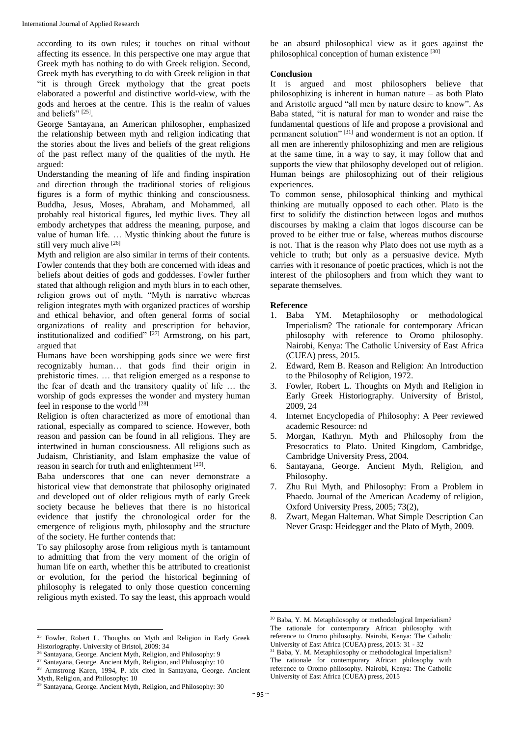according to its own rules; it touches on ritual without affecting its essence. In this perspective one may argue that Greek myth has nothing to do with Greek religion. Second, Greek myth has everything to do with Greek religion in that "it is through Greek mythology that the great poets elaborated a powerful and distinctive world-view, with the gods and heroes at the centre. This is the realm of values and beliefs" [25].

George Santayana, an American philosopher, emphasized the relationship between myth and religion indicating that the stories about the lives and beliefs of the great religions of the past reflect many of the qualities of the myth. He argued:

Understanding the meaning of life and finding inspiration and direction through the traditional stories of religious figures is a form of mythic thinking and consciousness. Buddha, Jesus, Moses, Abraham, and Mohammed, all probably real historical figures, led mythic lives. They all embody archetypes that address the meaning, purpose, and value of human life. … Mystic thinking about the future is still very much alive [26]

Myth and religion are also similar in terms of their contents. Fowler contends that they both are concerned with ideas and beliefs about deities of gods and goddesses. Fowler further stated that although religion and myth blurs in to each other, religion grows out of myth. "Myth is narrative whereas religion integrates myth with organized practices of worship and ethical behavior, and often general forms of social organizations of reality and prescription for behavior, institutionalized and codified" [27] Armstrong, on his part, argued that

Humans have been worshipping gods since we were first recognizably human… that gods find their origin in prehistoric times. … that religion emerged as a response to the fear of death and the transitory quality of life … the worship of gods expresses the wonder and mystery human feel in response to the world [28]

Religion is often characterized as more of emotional than rational, especially as compared to science. However, both reason and passion can be found in all religions. They are intertwined in human consciousness. All religions such as Judaism, Christianity, and Islam emphasize the value of reason in search for truth and enlightenment [29].

Baba underscores that one can never demonstrate a historical view that demonstrate that philosophy originated and developed out of older religious myth of early Greek society because he believes that there is no historical evidence that justify the chronological order for the emergence of religious myth, philosophy and the structure of the society. He further contends that:

To say philosophy arose from religious myth is tantamount to admitting that from the very moment of the origin of human life on earth, whether this be attributed to creationist or evolution, for the period the historical beginning of philosophy is relegated to only those question concerning religious myth existed. To say the least, this approach would be an absurd philosophical view as it goes against the philosophical conception of human existence [30]

## Conclusion

It is argued and most philosophers believe that philosophizing is inherent in human nature – as both Plato and Aristotle argued "all men by nature desire to know". As Baba stated, "it is natural for man to wonder and raise the fundamental questions of life and propose a provisional and permanent solution" [31] and wonderment is not an option. If all men are inherently philosophizing and men are religious at the same time, in a way to say, it may follow that and supports the view that philosophy developed out of religion. Human beings are philosophizing out of their religious experiences.

To common sense, philosophical thinking and mythical thinking are mutually opposed to each other. Plato is the first to solidify the distinction between logos and muthos discourses by making a claim that logos discourse can be proved to be either true or false, whereas muthos discourse is not. That is the reason why Plato does not use myth as a vehicle to truth; but only as a persuasive device. Myth carries with it resonance of poetic practices, which is not the interest of the philosophers and from which they want to separate themselves.

## Reference

1. Baba YM. Metaphilosophy or methodological Imperialism? The rationale for contemporary African philosophy with reference to Oromo philosophy. Nairobi, Kenya: The Catholic University of East Africa (CUEA) press, 2015.
2. Edward, Rem B. Reason and Religion: An Introduction to the Philosophy of Religion, 1972.
3. Fowler, Robert L. Thoughts on Myth and Religion in Early Greek Historiography. University of Bristol, 2009, 24
4. Internet Encyclopedia of Philosophy: A Peer reviewed academic Resource: nd
5. Morgan, Kathryn. Myth and Philosophy from the Presocratics to Plato. United Kingdom, Cambridge, Cambridge University Press, 2004.
6. Santayana, George. Ancient Myth, Religion, and Philosophy.
7. Zhu Rui Myth, and Philosophy: From a Problem in Phaedo. Journal of the American Academy of religion, Oxford University Press, 2005; 73(2),
8. Zwart, Megan Halteman. What Simple Description Can Never Grasp: Heidegger and the Plato of Myth, 2009.

---

[25] Fowler, Robert L. Thoughts on Myth and Religion in Early Greek Historiography. University of Bristol, 2009: 34

[26] Santayana, George. Ancient Myth, Religion, and Philosophy: 9

[27] Santayana, George. Ancient Myth, Religion, and Philosophy: 10

[28] Armstrong Karen, 1994, P. xix cited in Santayana, George. Ancient Myth, Religion, and Philosophy: 10

[29] Santayana, George. Ancient Myth, Religion, and Philosophy: 30

[30] Baba, Y. M. Metaphilosophy or methodological Imperialism? The rationale for contemporary African philosophy with reference to Oromo philosophy. Nairobi, Kenya: The Catholic University of East Africa (CUEA) press, 2015: 31 - 32

[31] Baba, Y. M. Metaphilosophy or methodological Imperialism? The rationale for contemporary African philosophy with reference to Oromo philosophy. Nairobi, Kenya: The Catholic University of East Africa (CUEA) press, 2015